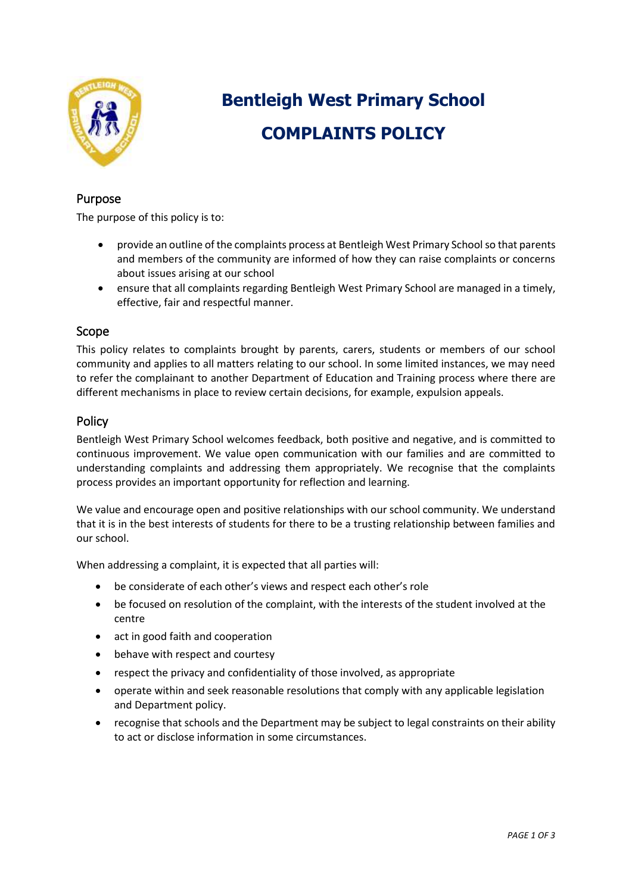# Bentleigh West Primary School

# COMPLAINTS POLICY

## Purpose

The purpose of this policy is to:

- provide an outline of the complaints process at Bentleigh West Primary School so that parents and members of the community are informed of how they can raise complaints or concerns about issues arising at our school
- ensure that all complaints regarding Bentleigh West Primary School are managed in a timely, effective, fair and respectful manner.

## Scope

This policy relates to complaints brought by parents, carers, students or members of our school community and applies to all matters relating to our school. In some limited instances, we may need to refer the complainant to another Department of Education and Training process where there are different mechanisms in place to review certain decisions, for example, expulsion appeals.

## Policy

Bentleigh West Primary School welcomes feedback, both positive and negative, and is committed to continuous improvement. We value open communication with our families and are committed to understanding complaints and addressing them appropriately. We recognise that the complaints process provides an important opportunity for reflection and learning.

We value and encourage open and positive relationships with our school community. We understand that it is in the best interests of students for there to be a trusting relationship between families and our school.

When addressing a complaint, it is expected that all parties will:

- be considerate of each other's views and respect each other's role
- be focused on resolution of the complaint, with the interests of the student involved at the centre
- act in good faith and cooperation
- behave with respect and courtesy
- respect the privacy and confidentiality of those involved, as appropriate
- operate within and seek reasonable resolutions that comply with any applicable legislation and Department policy.
- recognise that schools and the Department may be subject to legal constraints on their ability to act or disclose information in some circumstances.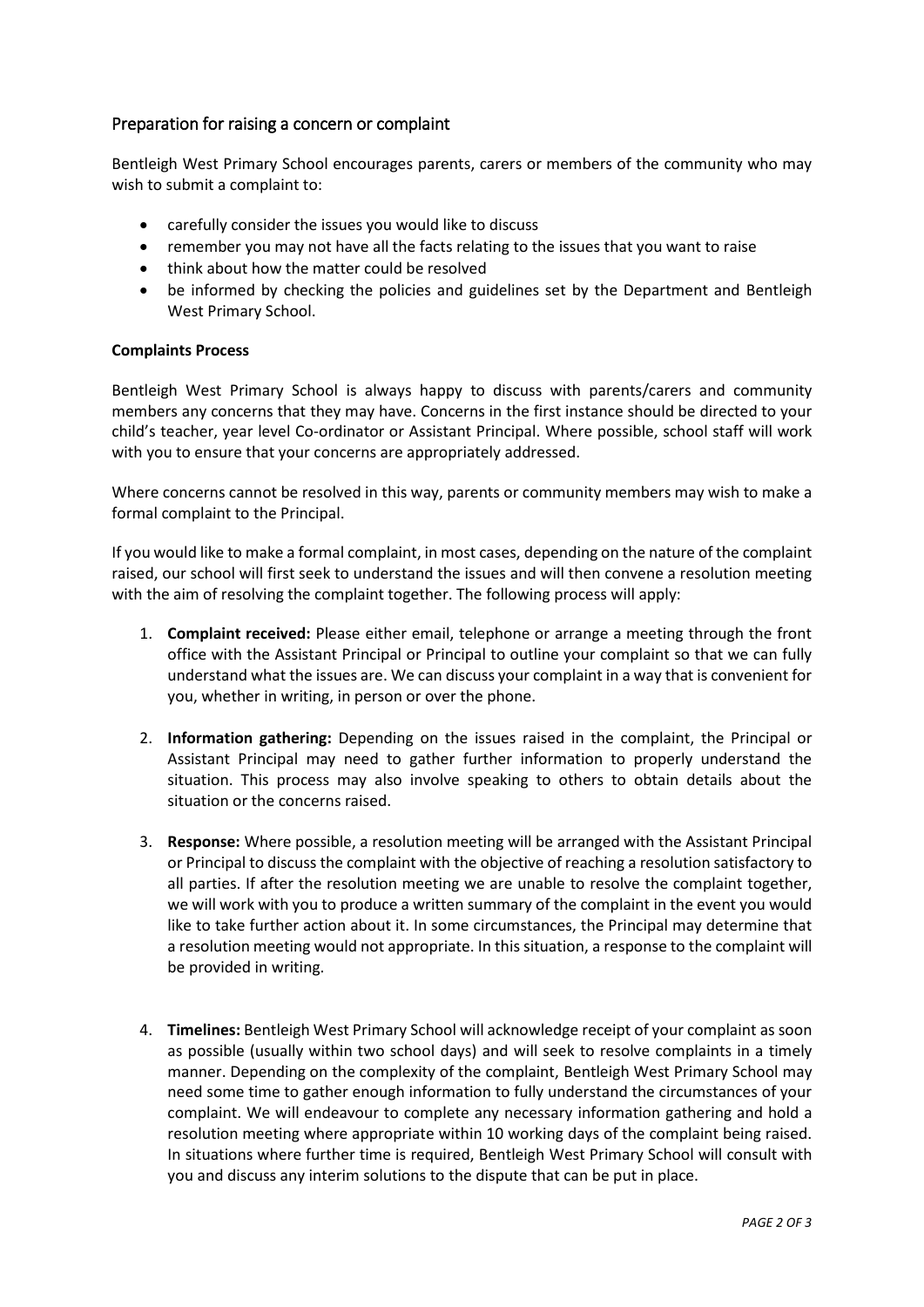## Preparation for raising a concern or complaint

Bentleigh West Primary School encourages parents, carers or members of the community who may wish to submit a complaint to:

- carefully consider the issues you would like to discuss
- remember you may not have all the facts relating to the issues that you want to raise
- think about how the matter could be resolved
- be informed by checking the policies and guidelines set by the Department and Bentleigh West Primary School.

**Complaints Process**

Bentleigh West Primary School is always happy to discuss with parents/carers and community members any concerns that they may have. Concerns in the first instance should be directed to your child's teacher, year level Co-ordinator or Assistant Principal. Where possible, school staff will work with you to ensure that your concerns are appropriately addressed.

Where concerns cannot be resolved in this way, parents or community members may wish to make a formal complaint to the Principal.

If you would like to make a formal complaint, in most cases, depending on the nature of the complaint raised, our school will first seek to understand the issues and will then convene a resolution meeting with the aim of resolving the complaint together. The following process will apply:

1. **Complaint received:** Please either email, telephone or arrange a meeting through the front office with the Assistant Principal or Principal to outline your complaint so that we can fully understand what the issues are. We can discuss your complaint in a way that is convenient for you, whether in writing, in person or over the phone.

2. **Information gathering:** Depending on the issues raised in the complaint, the Principal or Assistant Principal may need to gather further information to properly understand the situation. This process may also involve speaking to others to obtain details about the situation or the concerns raised.

3. **Response:** Where possible, a resolution meeting will be arranged with the Assistant Principal or Principal to discuss the complaint with the objective of reaching a resolution satisfactory to all parties. If after the resolution meeting we are unable to resolve the complaint together, we will work with you to produce a written summary of the complaint in the event you would like to take further action about it. In some circumstances, the Principal may determine that a resolution meeting would not appropriate. In this situation, a response to the complaint will be provided in writing.

4. **Timelines:** Bentleigh West Primary School will acknowledge receipt of your complaint as soon as possible (usually within two school days) and will seek to resolve complaints in a timely manner. Depending on the complexity of the complaint, Bentleigh West Primary School may need some time to gather enough information to fully understand the circumstances of your complaint. We will endeavour to complete any necessary information gathering and hold a resolution meeting where appropriate within 10 working days of the complaint being raised. In situations where further time is required, Bentleigh West Primary School will consult with you and discuss any interim solutions to the dispute that can be put in place.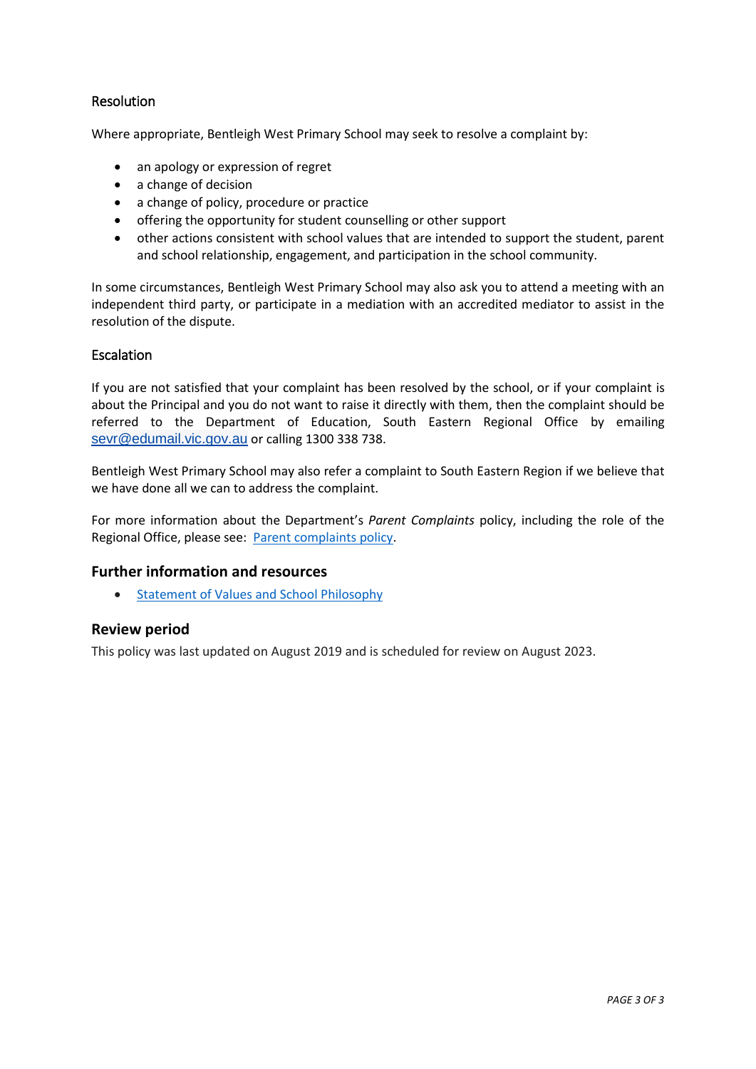### Resolution

Where appropriate, Bentleigh West Primary School may seek to resolve a complaint by:

- an apology or expression of regret
- a change of decision
- a change of policy, procedure or practice
- offering the opportunity for student counselling or other support
- other actions consistent with school values that are intended to support the student, parent and school relationship, engagement, and participation in the school community.

In some circumstances, Bentleigh West Primary School may also ask you to attend a meeting with an independent third party, or participate in a mediation with an accredited mediator to assist in the resolution of the dispute.

### Escalation

If you are not satisfied that your complaint has been resolved by the school, or if your complaint is about the Principal and you do not want to raise it directly with them, then the complaint should be referred to the Department of Education, South Eastern Regional Office by emailing sevr@edumail.vic.gov.au or calling 1300 338 738.

Bentleigh West Primary School may also refer a complaint to South Eastern Region if we believe that we have done all we can to address the complaint.

For more information about the Department's *Parent Complaints* policy, including the role of the Regional Office, please see: [Parent complaints policy](Parent complaints policy).

## Further information and resources

- [Statement of Values and School Philosophy](Statement of Values and School Philosophy)

## Review period

This policy was last updated on August 2019 and is scheduled for review on August 2023.